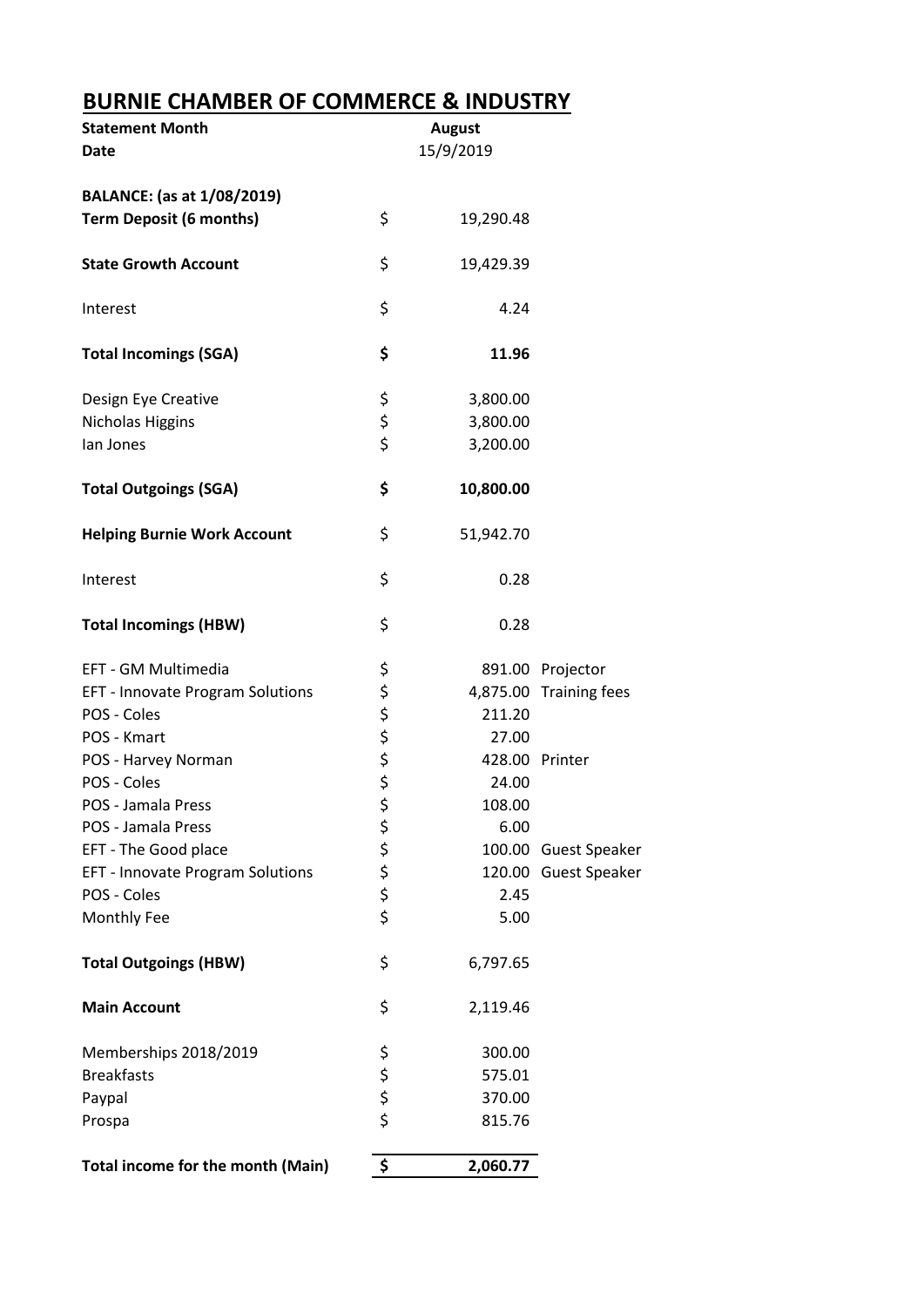# BURNIE CHAMBER OF COMMERCE & INDUSTRY

| | | | |
|---|---|---|---|
| **Statement Month** | | **August** | |
| **Date** | | 15/9/2019 | |
| | | | |
| **BALANCE: (as at 1/08/2019)** | | | |
| **Term Deposit (6 months)** | $ | 19,290.48 | |
| | | | |
| **State Growth Account** | $ | 19,429.39 | |
| | | | |
| Interest | $ | 4.24 | |
| | | | |
| **Total Incomings (SGA)** | **$** | **11.96** | |
| | | | |
| Design Eye Creative | $ | 3,800.00 | |
| Nicholas Higgins | $ | 3,800.00 | |
| Ian Jones | $ | 3,200.00 | |
| | | | |
| **Total Outgoings (SGA)** | **$** | **10,800.00** | |
| | | | |
| **Helping Burnie Work Account** | $ | 51,942.70 | |
| | | | |
| Interest | $ | 0.28 | |
| | | | |
| **Total Incomings (HBW)** | $ | 0.28 | |
| | | | |
| EFT - GM Multimedia | $ | 891.00 | Projector |
| EFT - Innovate Program Solutions | $ | 4,875.00 | Training fees |
| POS - Coles | $ | 211.20 | |
| POS - Kmart | $ | 27.00 | |
| POS - Harvey Norman | $ | 428.00 | Printer |
| POS - Coles | $ | 24.00 | |
| POS - Jamala Press | $ | 108.00 | |
| POS - Jamala Press | $ | 6.00 | |
| EFT - The Good place | $ | 100.00 | Guest Speaker |
| EFT - Innovate Program Solutions | $ | 120.00 | Guest Speaker |
| POS - Coles | $ | 2.45 | |
| Monthly Fee | $ | 5.00 | |
| | | | |
| **Total Outgoings (HBW)** | $ | 6,797.65 | |
| | | | |
| **Main Account** | $ | 2,119.46 | |
| | | | |
| Memberships 2018/2019 | $ | 300.00 | |
| Breakfasts | $ | 575.01 | |
| Paypal | $ | 370.00 | |
| Prospa | $ | 815.76 | |
| | | | |
| **Total income for the month (Main)** | **$** | **2,060.77** | |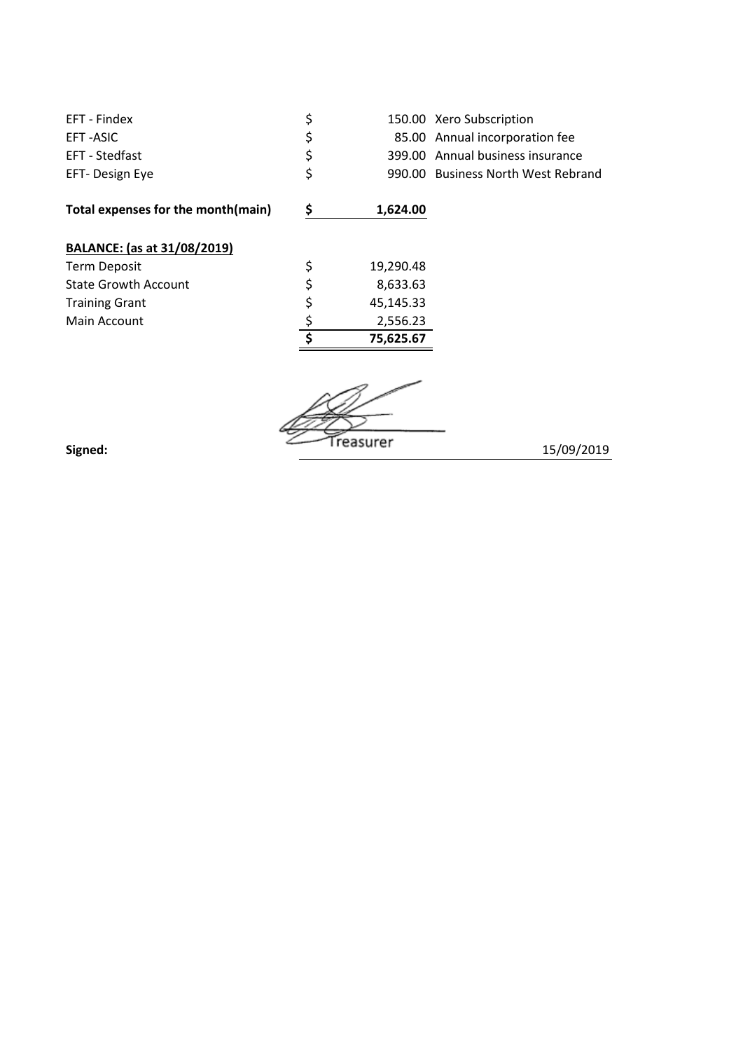| | | | |
|---|---|---|---|
| EFT - Findex | $ | 150.00 | Xero Subscription |
| EFT -ASIC | $ | 85.00 | Annual incorporation fee |
| EFT - Stedfast | $ | 399.00 | Annual business insurance |
| EFT- Design Eye | $ | 990.00 | Business North West Rebrand |
| **Total expenses for the month(main)** | **$** | **1,624.00** | |

**BALANCE: (as at 31/08/2019)**

| | | |
|---|---|---|
| Term Deposit | $ | 19,290.48 |
| State Growth Account | $ | 8,633.63 |
| Training Grant | $ | 45,145.33 |
| Main Account | $ | 2,556.23 |
| | **$** | **75,625.67** |

**Signed:** Treasurer 15/09/2019